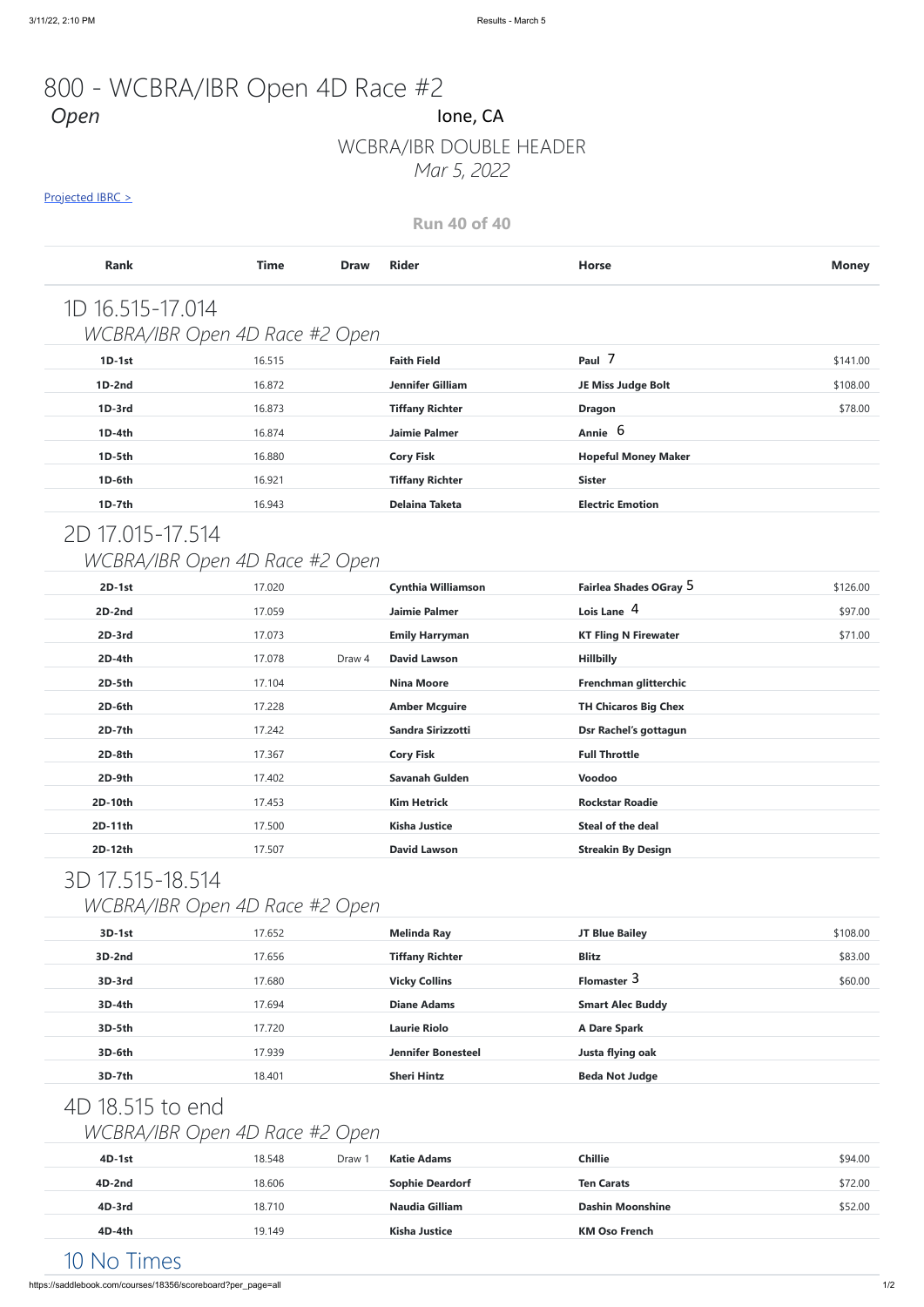# 800 - WCBRA/IBR Open 4D Race #2

*Open*

Ione, CA

## WCBRA/IBR DOUBLE HEADER

*Mar 5, 2022*

Projected IBRC >

**Run 40 of 40**

| Rank | Time | Draw | Rider | Horse | Money |
|---|---|---|---|---|---|

## 1D 16.515-17.014

*WCBRA/IBR Open 4D Race #2 Open*

| Rank | Time | Draw | Rider | Horse | Money |
|---|---|---|---|---|---|
| **1D-1st** | 16.515 | | **Faith Field** | **Paul** 7 | $141.00 |
| **1D-2nd** | 16.872 | | **Jennifer Gilliam** | **JE Miss Judge Bolt** | $108.00 |
| **1D-3rd** | 16.873 | | **Tiffany Richter** | **Dragon** | $78.00 |
| **1D-4th** | 16.874 | | **Jaimie Palmer** | **Annie** 6 | |
| **1D-5th** | 16.880 | | **Cory Fisk** | **Hopeful Money Maker** | |
| **1D-6th** | 16.921 | | **Tiffany Richter** | **Sister** | |
| **1D-7th** | 16.943 | | **Delaina Taketa** | **Electric Emotion** | |

## 2D 17.015-17.514

*WCBRA/IBR Open 4D Race #2 Open*

| Rank | Time | Draw | Rider | Horse | Money |
|---|---|---|---|---|---|
| **2D-1st** | 17.020 | | **Cynthia Williamson** | **Fairlea Shades OGray** 5 | $126.00 |
| **2D-2nd** | 17.059 | | **Jaimie Palmer** | **Lois Lane** 4 | $97.00 |
| **2D-3rd** | 17.073 | | **Emily Harryman** | **KT Fling N Firewater** | $71.00 |
| **2D-4th** | 17.078 | Draw 4 | **David Lawson** | **Hillbilly** | |
| **2D-5th** | 17.104 | | **Nina Moore** | **Frenchman glitterchic** | |
| **2D-6th** | 17.228 | | **Amber Mcguire** | **TH Chicaros Big Chex** | |
| **2D-7th** | 17.242 | | **Sandra Sirizzotti** | **Dsr Rachel's gottagun** | |
| **2D-8th** | 17.367 | | **Cory Fisk** | **Full Throttle** | |
| **2D-9th** | 17.402 | | **Savanah Gulden** | **Voodoo** | |
| **2D-10th** | 17.453 | | **Kim Hetrick** | **Rockstar Roadie** | |
| **2D-11th** | 17.500 | | **Kisha Justice** | **Steal of the deal** | |
| **2D-12th** | 17.507 | | **David Lawson** | **Streakin By Design** | |

## 3D 17.515-18.514

*WCBRA/IBR Open 4D Race #2 Open*

| Rank | Time | Draw | Rider | Horse | Money |
|---|---|---|---|---|---|
| **3D-1st** | 17.652 | | **Melinda Ray** | **JT Blue Bailey** | $108.00 |
| **3D-2nd** | 17.656 | | **Tiffany Richter** | **Blitz** | $83.00 |
| **3D-3rd** | 17.680 | | **Vicky Collins** | **Flomaster** 3 | $60.00 |
| **3D-4th** | 17.694 | | **Diane Adams** | **Smart Alec Buddy** | |
| **3D-5th** | 17.720 | | **Laurie Riolo** | **A Dare Spark** | |
| **3D-6th** | 17.939 | | **Jennifer Bonesteel** | **Justa flying oak** | |
| **3D-7th** | 18.401 | | **Sheri Hintz** | **Beda Not Judge** | |

## 4D 18.515 to end

*WCBRA/IBR Open 4D Race #2 Open*

| Rank | Time | Draw | Rider | Horse | Money |
|---|---|---|---|---|---|
| **4D-1st** | 18.548 | Draw 1 | **Katie Adams** | **Chillie** | $94.00 |
| **4D-2nd** | 18.606 | | **Sophie Deardorf** | **Ten Carats** | $72.00 |
| **4D-3rd** | 18.710 | | **Naudia Gilliam** | **Dashin Moonshine** | $52.00 |
| **4D-4th** | 19.149 | | **Kisha Justice** | **KM Oso French** | |

## 10 No Times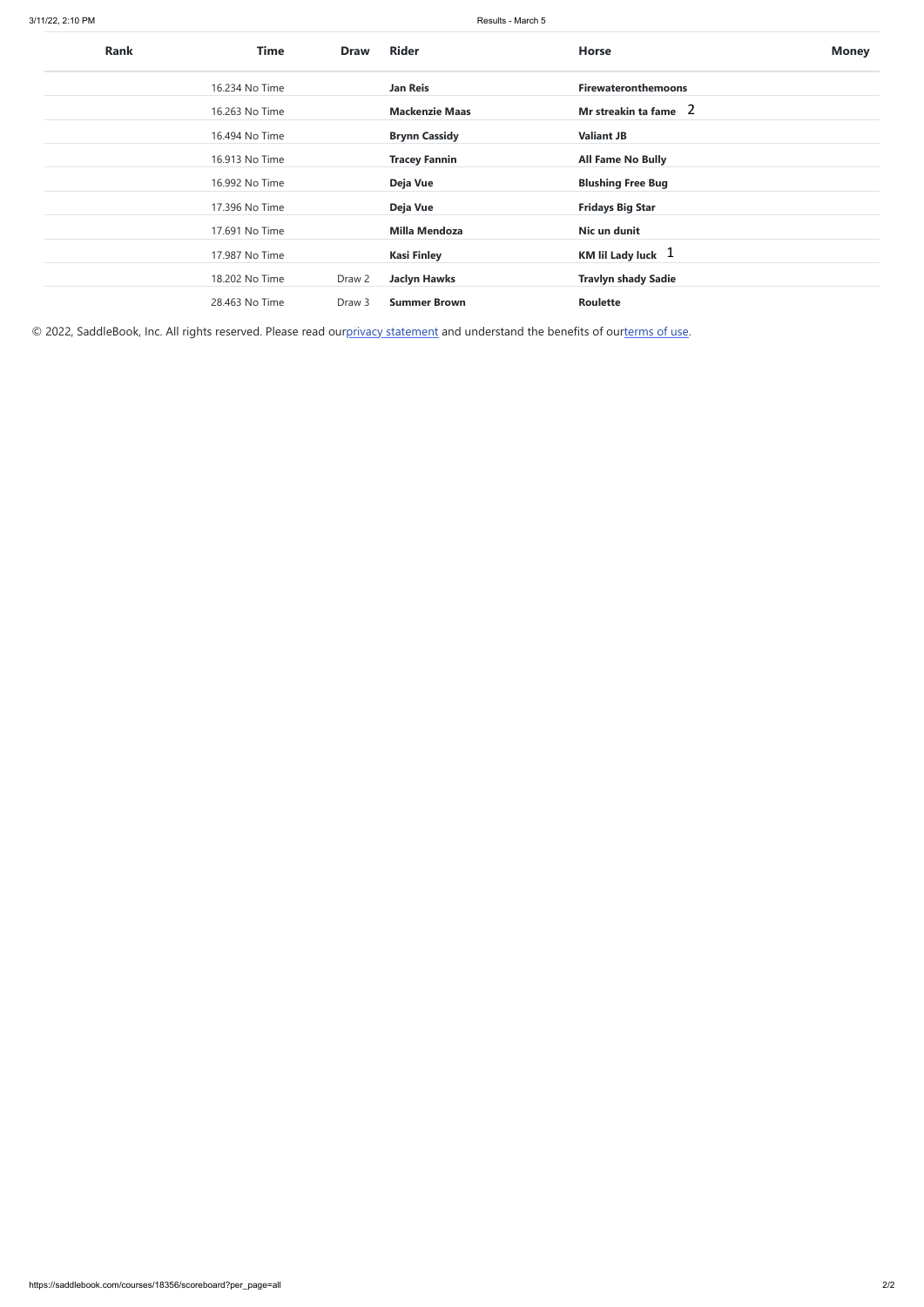| Rank | Time | Draw | Rider | Horse | Money |
|---|---|---|---|---|---|
| | 16.234 No Time | | **Jan Reis** | **Firewateronthemoons** | |
| | 16.263 No Time | | **Mackenzie Maas** | **Mr streakin ta fame** 2 | |
| | 16.494 No Time | | **Brynn Cassidy** | **Valiant JB** | |
| | 16.913 No Time | | **Tracey Fannin** | **All Fame No Bully** | |
| | 16.992 No Time | | **Deja Vue** | **Blushing Free Bug** | |
| | 17.396 No Time | | **Deja Vue** | **Fridays Big Star** | |
| | 17.691 No Time | | **Milla Mendoza** | **Nic un dunit** | |
| | 17.987 No Time | | **Kasi Finley** | **KM lil Lady luck** 1 | |
| | 18.202 No Time | Draw 2 | **Jaclyn Hawks** | **Travlyn shady Sadie** | |
| | 28.463 No Time | Draw 3 | **Summer Brown** | **Roulette** | |

© 2022, SaddleBook, Inc. All rights reserved. Please read our privacy statement and understand the benefits of our terms of use.